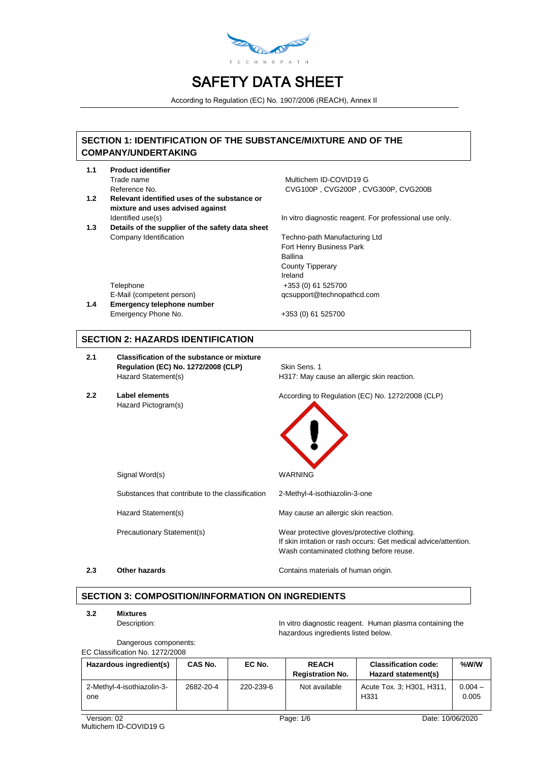TECHNOPATH

# SAFETY DATA SHEET

According to Regulation (EC) No. 1907/2006 (REACH), Annex II

## SECTION 1: IDENTIFICATION OF THE SUBSTANCE/MIXTURE AND OF THE COMPANY/UNDERTAKING

**1.1 Product identifier**

Trade name: Multichem ID-COVID19 G

Reference No.: CVG100P , CVG200P , CVG300P, CVG200B

**1.2 Relevant identified uses of the substance or mixture and uses advised against**

Identified use(s): In vitro diagnostic reagent. For professional use only.

**1.3 Details of the supplier of the safety data sheet**

Company Identification: Techno-path Manufacturing Ltd
Fort Henry Business Park
Ballina
County Tipperary
Ireland

Telephone: +353 (0) 61 525700

E-Mail (competent person): qcsupport@technopathcd.com

**1.4 Emergency telephone number**

Emergency Phone No.: +353 (0) 61 525700

## SECTION 2: HAZARDS IDENTIFICATION

**2.1 Classification of the substance or mixture**

**Regulation (EC) No. 1272/2008 (CLP)**: Skin Sens. 1

Hazard Statement(s): H317: May cause an allergic skin reaction.

**2.2 Label elements**: According to Regulation (EC) No. 1272/2008 (CLP)

Hazard Pictogram(s): GHS07 (exclamation mark)

Signal Word(s): WARNING

Substances that contribute to the classification: 2-Methyl-4-isothiazolin-3-one

Hazard Statement(s): May cause an allergic skin reaction.

Precautionary Statement(s): Wear protective gloves/protective clothing.
If skin irritation or rash occurs: Get medical advice/attention.
Wash contaminated clothing before reuse.

**2.3 Other hazards**: Contains materials of human origin.

## SECTION 3: COMPOSITION/INFORMATION ON INGREDIENTS

**3.2 Mixtures**

Description: In vitro diagnostic reagent. Human plasma containing the hazardous ingredients listed below.

Dangerous components:

EC Classification No. 1272/2008

| Hazardous ingredient(s) | CAS No. | EC No. | REACH Registration No. | Classification code: Hazard statement(s) | %W/W |
|---|---|---|---|---|---|
| 2-Methyl-4-isothiazolin-3-one | 2682-20-4 | 220-239-6 | Not available | Acute Tox. 3; H301, H311, H331 | 0.004 – 0.005 |

Version: 02
Multichem ID-COVID19 G
Date: 10/06/2020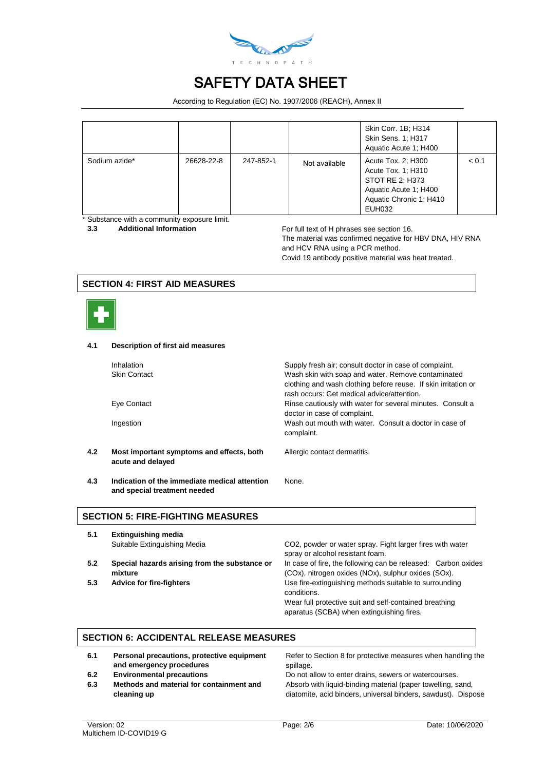| | | | | Skin Corr. 1B; H314<br>Skin Sens. 1; H317<br>Aquatic Acute 1; H400 | |
|---|---|---|---|---|---|
| Sodium azide* | 26628-22-8 | 247-852-1 | Not available | Acute Tox. 2; H300<br>Acute Tox. 1; H310<br>STOT RE 2; H373<br>Aquatic Acute 1; H400<br>Aquatic Chronic 1; H410<br>EUH032 | < 0.1 |

\* Substance with a community exposure limit.

**3.3 Additional Information**

For full text of H phrases see section 16.
The material was confirmed negative for HBV DNA, HIV RNA and HCV RNA using a PCR method.
Covid 19 antibody positive material was heat treated.

## SECTION 4: FIRST AID MEASURES

**4.1 Description of first aid measures**

| | |
|---|---|
| Inhalation | Supply fresh air; consult doctor in case of complaint. |
| Skin Contact | Wash skin with soap and water. Remove contaminated clothing and wash clothing before reuse. If skin irritation or rash occurs: Get medical advice/attention. |
| Eye Contact | Rinse cautiously with water for several minutes. Consult a doctor in case of complaint. |
| Ingestion | Wash out mouth with water. Consult a doctor in case of complaint. |

**4.2 Most important symptoms and effects, both acute and delayed**

Allergic contact dermatitis.

**4.3 Indication of the immediate medical attention and special treatment needed**

None.

## SECTION 5: FIRE-FIGHTING MEASURES

**5.1 Extinguishing media**

Suitable Extinguishing Media: $CO_2$, powder or water spray. Fight larger fires with water spray or alcohol resistant foam.

**5.2 Special hazards arising from the substance or mixture**

In case of fire, the following can be released: Carbon oxides (COx), nitrogen oxides (NOx), sulphur oxides (SOx).

**5.3 Advice for fire-fighters**

Use fire-extinguishing methods suitable to surrounding conditions.
Wear full protective suit and self-contained breathing aparatus (SCBA) when extinguishing fires.

## SECTION 6: ACCIDENTAL RELEASE MEASURES

**6.1 Personal precautions, protective equipment and emergency procedures**

Refer to Section 8 for protective measures when handling the spillage.

**6.2 Environmental precautions**

Do not allow to enter drains, sewers or watercourses.

**6.3 Methods and material for containment and cleaning up**

Absorb with liquid-binding material (paper towelling, sand, diatomite, acid binders, universal binders, sawdust). Dispose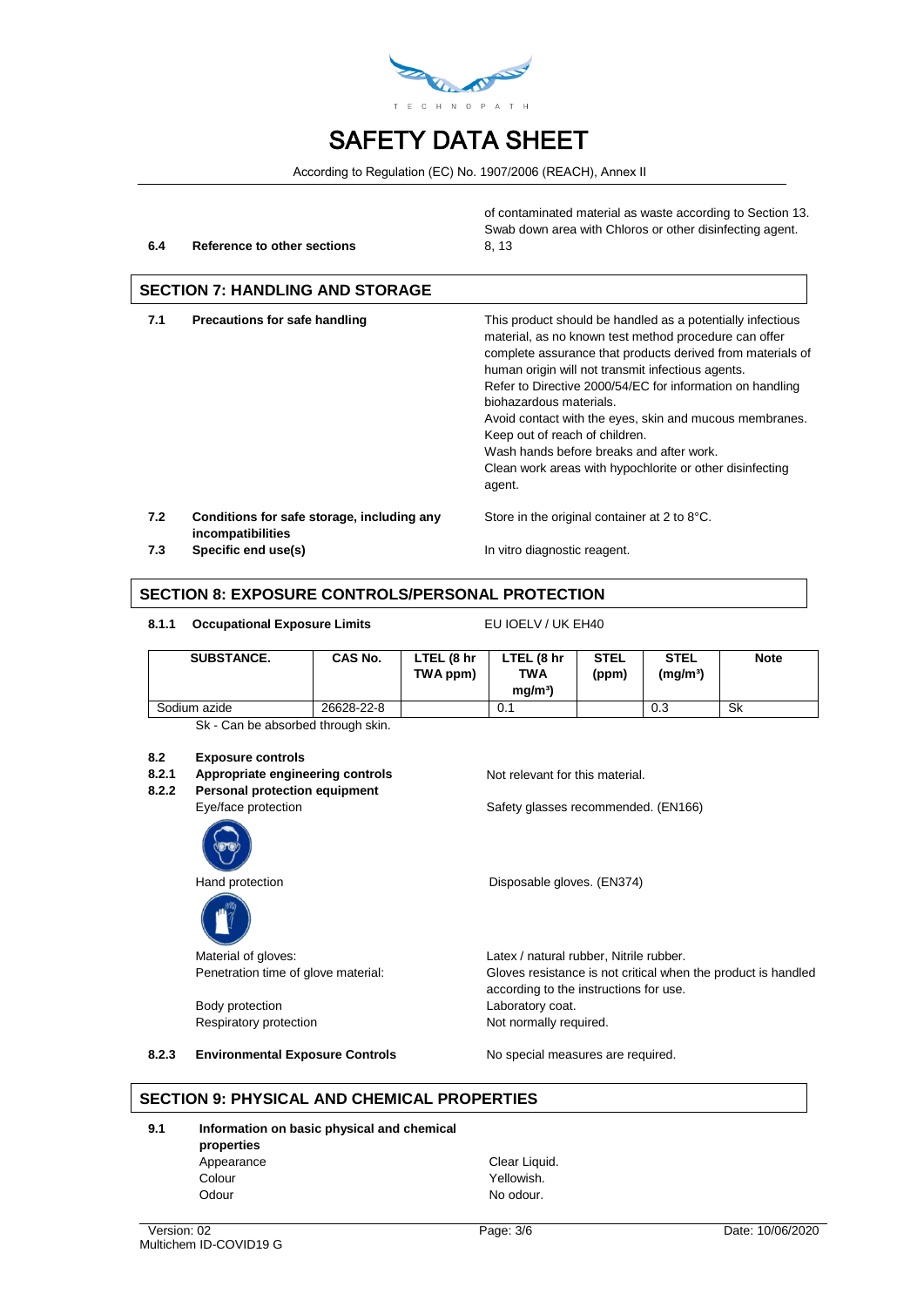of contaminated material as waste according to Section 13. Swab down area with Chloros or other disinfecting agent.

**6.4 Reference to other sections** 8, 13

## SECTION 7: HANDLING AND STORAGE

**7.1 Precautions for safe handling**

This product should be handled as a potentially infectious material, as no known test method procedure can offer complete assurance that products derived from materials of human origin will not transmit infectious agents.
Refer to Directive 2000/54/EC for information on handling biohazardous materials.
Avoid contact with the eyes, skin and mucous membranes.
Keep out of reach of children.
Wash hands before breaks and after work.
Clean work areas with hypochlorite or other disinfecting agent.

**7.2 Conditions for safe storage, including any incompatibilities**

Store in the original container at 2 to 8°C.

**7.3 Specific end use(s)**

In vitro diagnostic reagent.

## SECTION 8: EXPOSURE CONTROLS/PERSONAL PROTECTION

**8.1.1 Occupational Exposure Limits** EU IOELV / UK EH40

| SUBSTANCE. | CAS No. | LTEL (8 hr TWA ppm) | LTEL (8 hr TWA mg/m³) | STEL (ppm) | STEL (mg/m³) | Note |
|---|---|---|---|---|---|---|
| Sodium azide | 26628-22-8 | | 0.1 | | 0.3 | Sk |

Sk - Can be absorbed through skin.

**8.2 Exposure controls**

**8.2.1 Appropriate engineering controls**

Not relevant for this material.

**8.2.2 Personal protection equipment**

Eye/face protection: Safety glasses recommended. (EN166)

Hand protection: Disposable gloves. (EN374)

Material of gloves: Latex / natural rubber, Nitrile rubber.

Penetration time of glove material: Gloves resistance is not critical when the product is handled according to the instructions for use.

Body protection: Laboratory coat.

Respiratory protection: Not normally required.

**8.2.3 Environmental Exposure Controls**

No special measures are required.

## SECTION 9: PHYSICAL AND CHEMICAL PROPERTIES

**9.1 Information on basic physical and chemical properties**

Appearance: Clear Liquid.

Colour: Yellowish.

Odour: No odour.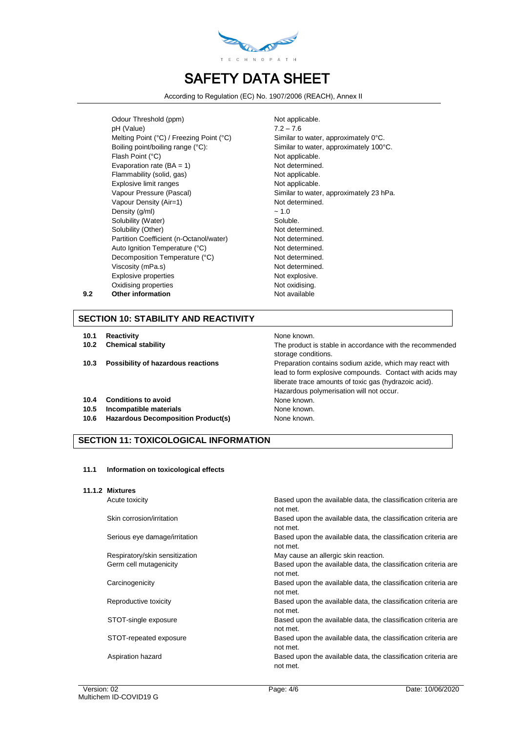| Property | Value |
|---|---|
| Odour Threshold (ppm) | Not applicable. |
| pH (Value) | 7.2 – 7.6 |
| Melting Point (°C) / Freezing Point (°C) | Similar to water, approximately 0°C. |
| Boiling point/boiling range (°C): | Similar to water, approximately 100°C. |
| Flash Point (°C) | Not applicable. |
| Evaporation rate (BA = 1) | Not determined. |
| Flammability (solid, gas) | Not applicable. |
| Explosive limit ranges | Not applicable. |
| Vapour Pressure (Pascal) | Similar to water, approximately 23 hPa. |
| Vapour Density (Air=1) | Not determined. |
| Density (g/ml) | ~ 1.0 |
| Solubility (Water) | Soluble. |
| Solubility (Other) | Not determined. |
| Partition Coefficient (n-Octanol/water) | Not determined. |
| Auto Ignition Temperature (°C) | Not determined. |
| Decomposition Temperature (°C) | Not determined. |
| Viscosity (mPa.s) | Not determined. |
| Explosive properties | Not explosive. |
| Oxidising properties | Not oxidising. |

**9.2 Other information** Not available

## SECTION 10: STABILITY AND REACTIVITY

| | | |
|---|---|---|
| **10.1** | **Reactivity** | None known. |
| **10.2** | **Chemical stability** | The product is stable in accordance with the recommended storage conditions. |
| **10.3** | **Possibility of hazardous reactions** | Preparation contains sodium azide, which may react with lead to form explosive compounds. Contact with acids may liberate trace amounts of toxic gas (hydrazoic acid). Hazardous polymerisation will not occur. |
| **10.4** | **Conditions to avoid** | None known. |
| **10.5** | **Incompatible materials** | None known. |
| **10.6** | **Hazardous Decomposition Product(s)** | None known. |

## SECTION 11: TOXICOLOGICAL INFORMATION

**11.1 Information on toxicological effects**

**11.1.2 Mixtures**

| | |
|---|---|
| Acute toxicity | Based upon the available data, the classification criteria are not met. |
| Skin corrosion/irritation | Based upon the available data, the classification criteria are not met. |
| Serious eye damage/irritation | Based upon the available data, the classification criteria are not met. |
| Respiratory/skin sensitization | May cause an allergic skin reaction. |
| Germ cell mutagenicity | Based upon the available data, the classification criteria are not met. |
| Carcinogenicity | Based upon the available data, the classification criteria are not met. |
| Reproductive toxicity | Based upon the available data, the classification criteria are not met. |
| STOT-single exposure | Based upon the available data, the classification criteria are not met. |
| STOT-repeated exposure | Based upon the available data, the classification criteria are not met. |
| Aspiration hazard | Based upon the available data, the classification criteria are not met. |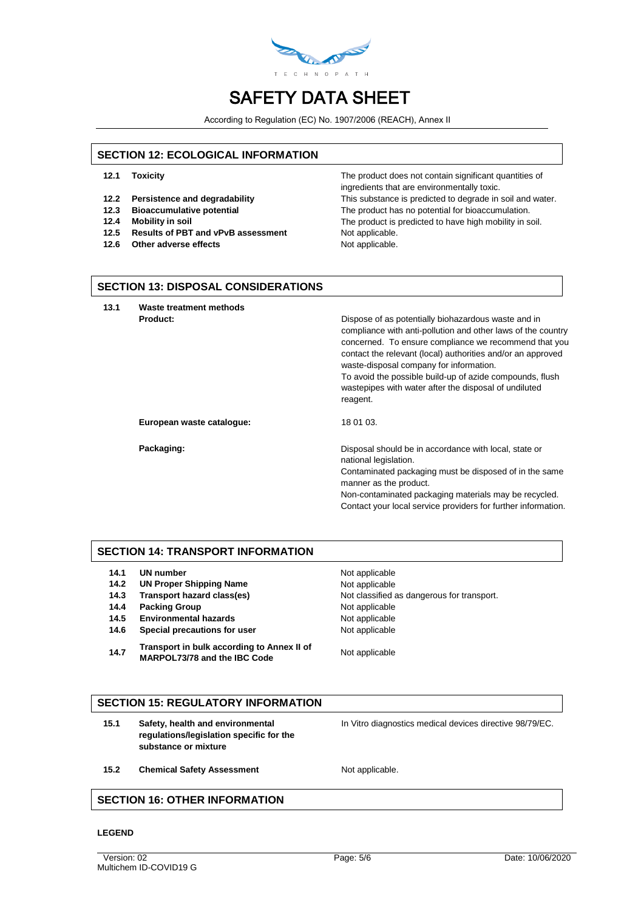## SECTION 12: ECOLOGICAL INFORMATION

| | | |
|---|---|---|
| **12.1** | **Toxicity** | The product does not contain significant quantities of ingredients that are environmentally toxic. |
| **12.2** | **Persistence and degradability** | This substance is predicted to degrade in soil and water. |
| **12.3** | **Bioaccumulative potential** | The product has no potential for bioaccumulation. |
| **12.4** | **Mobility in soil** | The product is predicted to have high mobility in soil. |
| **12.5** | **Results of PBT and vPvB assessment** | Not applicable. |
| **12.6** | **Other adverse effects** | Not applicable. |

## SECTION 13: DISPOSAL CONSIDERATIONS

**13.1 Waste treatment methods**

**Product:**

Dispose of as potentially biohazardous waste and in compliance with anti-pollution and other laws of the country concerned. To ensure compliance we recommend that you contact the relevant (local) authorities and/or an approved waste-disposal company for information.
To avoid the possible build-up of azide compounds, flush wastepipes with water after the disposal of undiluted reagent.

**European waste catalogue:** 18 01 03.

**Packaging:**

Disposal should be in accordance with local, state or national legislation.
Contaminated packaging must be disposed of in the same manner as the product.
Non-contaminated packaging materials may be recycled.
Contact your local service providers for further information.

## SECTION 14: TRANSPORT INFORMATION

| | | |
|---|---|---|
| **14.1** | **UN number** | Not applicable |
| **14.2** | **UN Proper Shipping Name** | Not applicable |
| **14.3** | **Transport hazard class(es)** | Not classified as dangerous for transport. |
| **14.4** | **Packing Group** | Not applicable |
| **14.5** | **Environmental hazards** | Not applicable |
| **14.6** | **Special precautions for user** | Not applicable |
| **14.7** | **Transport in bulk according to Annex II of MARPOL73/78 and the IBC Code** | Not applicable |

## SECTION 15: REGULATORY INFORMATION

| | | |
|---|---|---|
| **15.1** | **Safety, health and environmental regulations/legislation specific for the substance or mixture** | In Vitro diagnostics medical devices directive 98/79/EC. |
| **15.2** | **Chemical Safety Assessment** | Not applicable. |

## SECTION 16: OTHER INFORMATION

**LEGEND**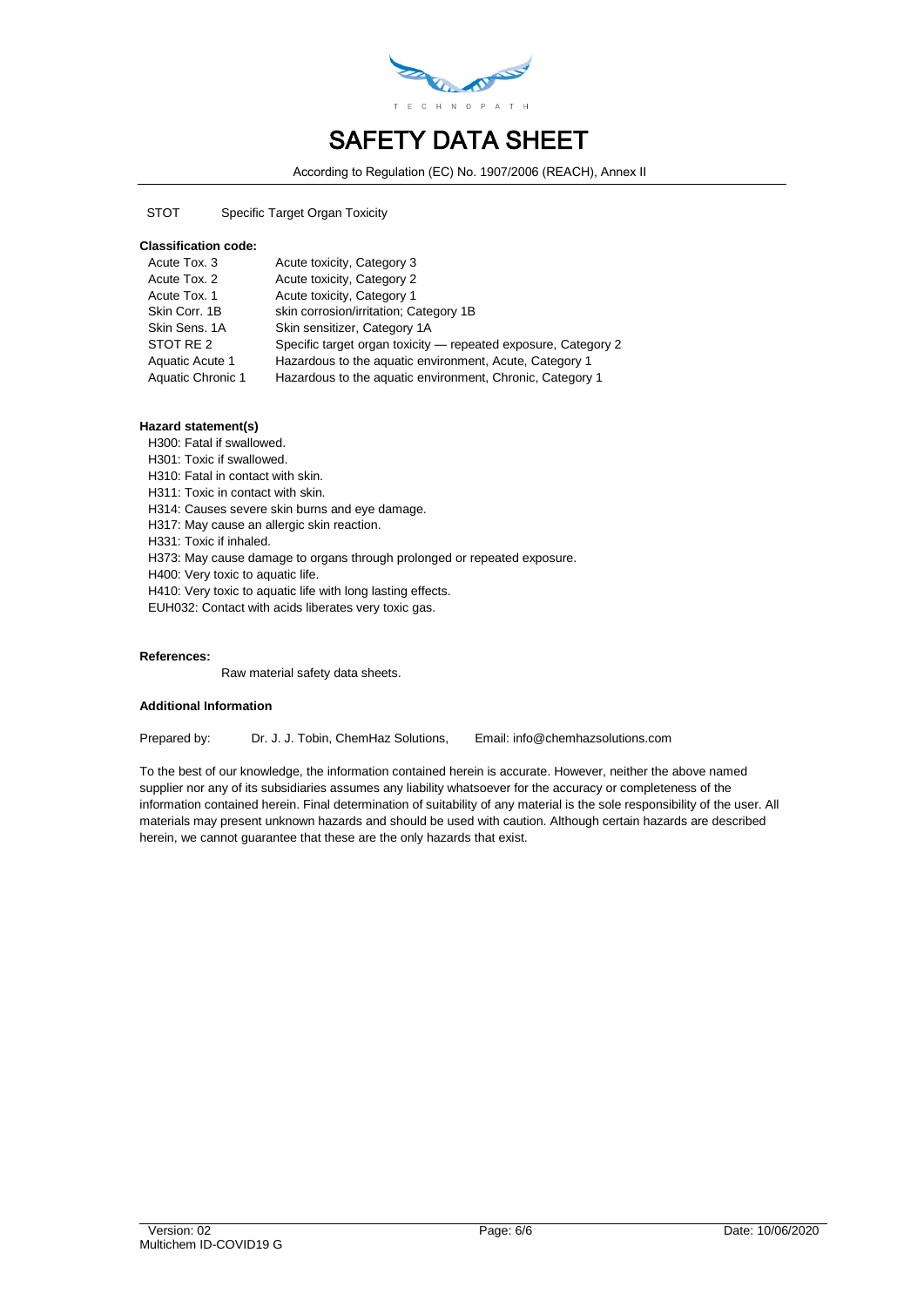| | |
|---|---|
| STOT | Specific Target Organ Toxicity |

**Classification code:**

| | |
|---|---|
| Acute Tox. 3 | Acute toxicity, Category 3 |
| Acute Tox. 2 | Acute toxicity, Category 2 |
| Acute Tox. 1 | Acute toxicity, Category 1 |
| Skin Corr. 1B | skin corrosion/irritation; Category 1B |
| Skin Sens. 1A | Skin sensitizer, Category 1A |
| STOT RE 2 | Specific target organ toxicity — repeated exposure, Category 2 |
| Aquatic Acute 1 | Hazardous to the aquatic environment, Acute, Category 1 |
| Aquatic Chronic 1 | Hazardous to the aquatic environment, Chronic, Category 1 |

**Hazard statement(s)**

H300: Fatal if swallowed.
H301: Toxic if swallowed.
H310: Fatal in contact with skin.
H311: Toxic in contact with skin.
H314: Causes severe skin burns and eye damage.
H317: May cause an allergic skin reaction.
H331: Toxic if inhaled.
H373: May cause damage to organs through prolonged or repeated exposure.
H400: Very toxic to aquatic life.
H410: Very toxic to aquatic life with long lasting effects.
EUH032: Contact with acids liberates very toxic gas.

**References:**

Raw material safety data sheets.

**Additional Information**

Prepared by: Dr. J. J. Tobin, ChemHaz Solutions, Email: info@chemhazsolutions.com

To the best of our knowledge, the information contained herein is accurate. However, neither the above named supplier nor any of its subsidiaries assumes any liability whatsoever for the accuracy or completeness of the information contained herein. Final determination of suitability of any material is the sole responsibility of the user. All materials may present unknown hazards and should be used with caution. Although certain hazards are described herein, we cannot guarantee that these are the only hazards that exist.